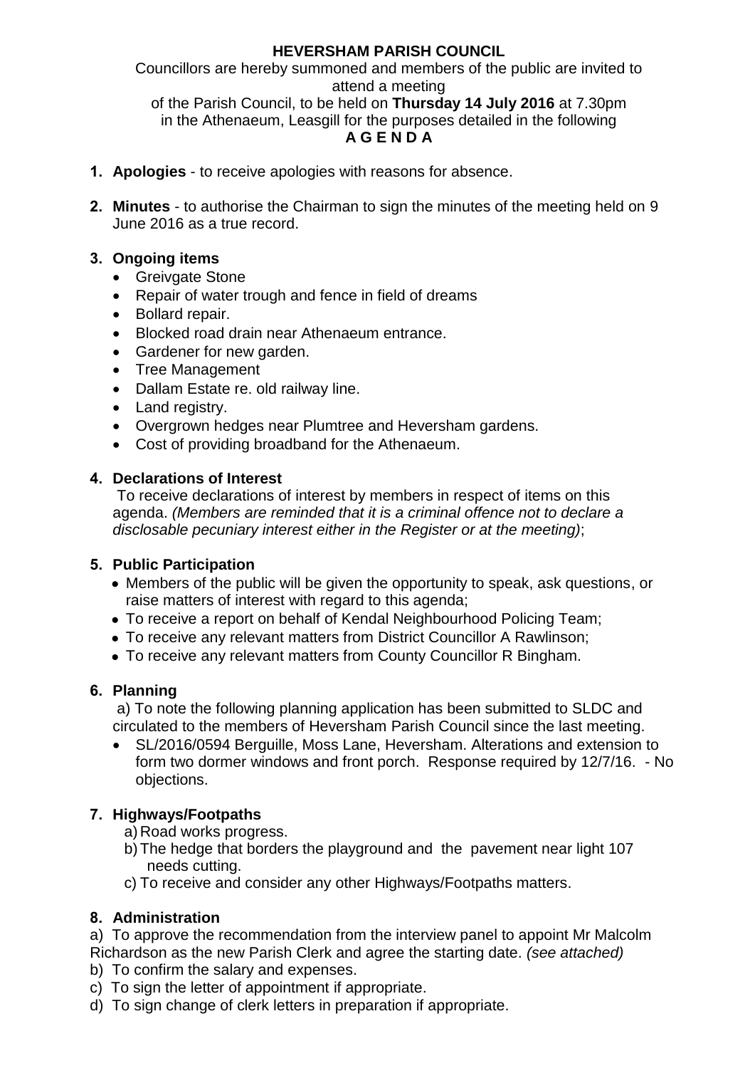# HEVERSHAM PARISH COUNCIL

Councillors are hereby summoned and members of the public are invited to attend a meeting of the Parish Council, to be held on **Thursday 14 July 2016** at 7.30pm in the Athenaeum, Leasgill for the purposes detailed in the following

**A G E N D A**

1. **Apologies** - to receive apologies with reasons for absence.

2. **Minutes** - to authorise the Chairman to sign the minutes of the meeting held on 9 June 2016 as a true record.

3. **Ongoing items**
   - Greivgate Stone
   - Repair of water trough and fence in field of dreams
   - Bollard repair.
   - Blocked road drain near Athenaeum entrance.
   - Gardener for new garden.
   - Tree Management
   - Dallam Estate re. old railway line.
   - Land registry.
   - Overgrown hedges near Plumtree and Heversham gardens.
   - Cost of providing broadband for the Athenaeum.

4. **Declarations of Interest**
   To receive declarations of interest by members in respect of items on this agenda. *(Members are reminded that it is a criminal offence not to declare a disclosable pecuniary interest either in the Register or at the meeting)*;

5. **Public Participation**
   - Members of the public will be given the opportunity to speak, ask questions, or raise matters of interest with regard to this agenda;
   - To receive a report on behalf of Kendal Neighbourhood Policing Team;
   - To receive any relevant matters from District Councillor A Rawlinson;
   - To receive any relevant matters from County Councillor R Bingham.

6. **Planning**
   a) To note the following planning application has been submitted to SLDC and circulated to the members of Heversham Parish Council since the last meeting.
   - SL/2016/0594 Berguille, Moss Lane, Heversham. Alterations and extension to form two dormer windows and front porch. Response required by 12/7/16. - No objections.

7. **Highways/Footpaths**
   a) Road works progress.
   b) The hedge that borders the playground and the pavement near light 107 needs cutting.
   c) To receive and consider any other Highways/Footpaths matters.

8. **Administration**

a) To approve the recommendation from the interview panel to appoint Mr Malcolm Richardson as the new Parish Clerk and agree the starting date. *(see attached)*
b) To confirm the salary and expenses.
c) To sign the letter of appointment if appropriate.
d) To sign change of clerk letters in preparation if appropriate.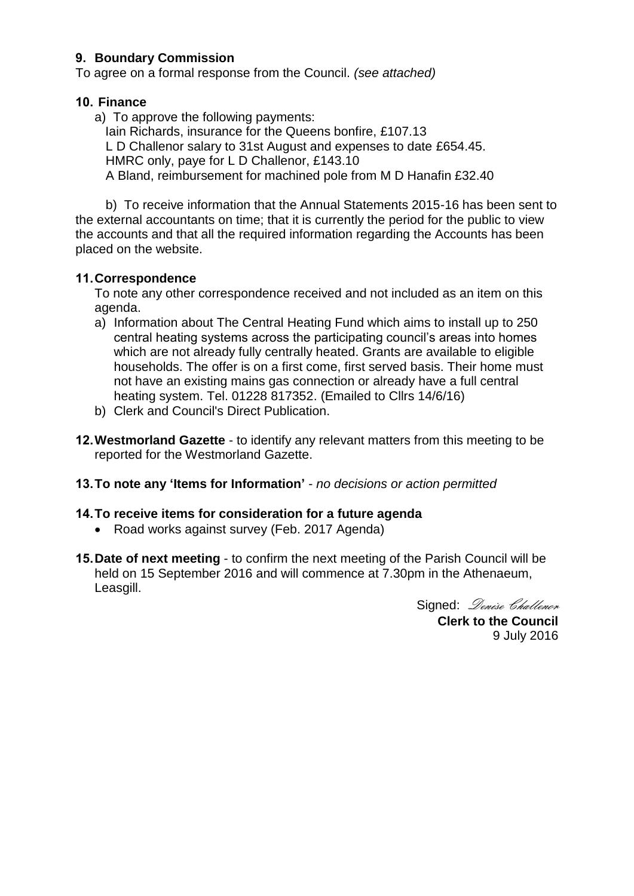**9. Boundary Commission**

To agree on a formal response from the Council. *(see attached)*

**10. Finance**

a) To approve the following payments:
Iain Richards, insurance for the Queens bonfire, £107.13
L D Challenor salary to 31st August and expenses to date £654.45.
HMRC only, paye for L D Challenor, £143.10
A Bland, reimbursement for machined pole from M D Hanafin £32.40

b) To receive information that the Annual Statements 2015-16 has been sent to the external accountants on time; that it is currently the period for the public to view the accounts and that all the required information regarding the Accounts has been placed on the website.

**11. Correspondence**

To note any other correspondence received and not included as an item on this agenda.

a) Information about The Central Heating Fund which aims to install up to 250 central heating systems across the participating council's areas into homes which are not already fully centrally heated. Grants are available to eligible households. The offer is on a first come, first served basis. Their home must not have an existing mains gas connection or already have a full central heating system. Tel. 01228 817352. (Emailed to Cllrs 14/6/16)
b) Clerk and Council's Direct Publication.

**12. Westmorland Gazette** - to identify any relevant matters from this meeting to be reported for the Westmorland Gazette.

**13. To note any 'Items for Information'** - *no decisions or action permitted*

**14. To receive items for consideration for a future agenda**

- Road works against survey (Feb. 2017 Agenda)

**15. Date of next meeting** - to confirm the next meeting of the Parish Council will be held on 15 September 2016 and will commence at 7.30pm in the Athenaeum, Leasgill.

Signed: *Denise Challenor*
**Clerk to the Council**
9 July 2016